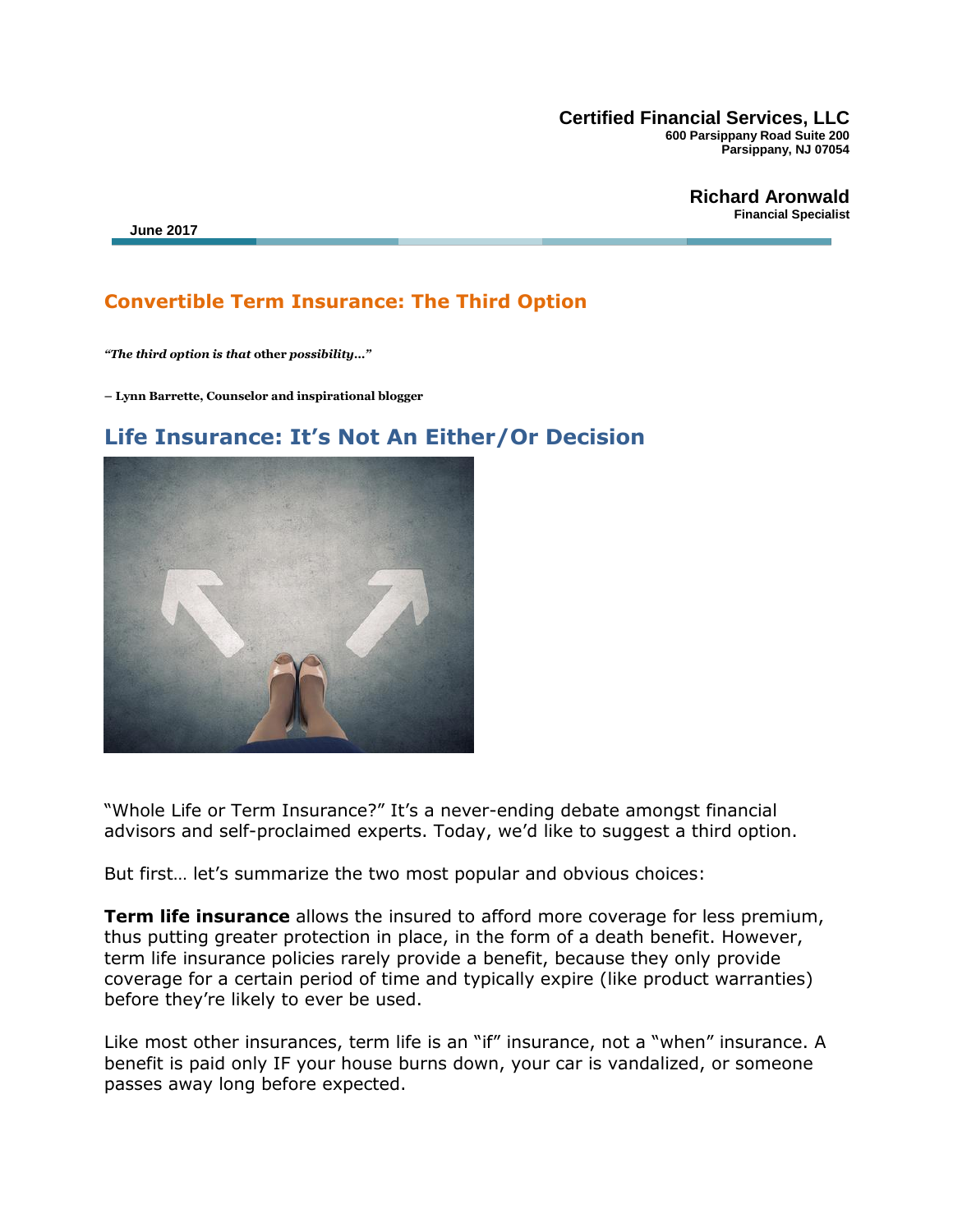**Certified Financial Services, LLC**
**600 Parsippany Road Suite 200**
**Parsippany, NJ 07054**

**Richard Aronwald**
**Financial Specialist**

**June 2017**

# Convertible Term Insurance: The Third Option

***"The third option is that* other *possibility…"***

**– Lynn Barrette, Counselor and inspirational blogger**

## Life Insurance: It's Not An Either/Or Decision

"Whole Life or Term Insurance?" It's a never-ending debate amongst financial advisors and self-proclaimed experts. Today, we'd like to suggest a third option.

But first… let's summarize the two most popular and obvious choices:

**Term life insurance** allows the insured to afford more coverage for less premium, thus putting greater protection in place, in the form of a death benefit. However, term life insurance policies rarely provide a benefit, because they only provide coverage for a certain period of time and typically expire (like product warranties) before they're likely to ever be used.

Like most other insurances, term life is an "if" insurance, not a "when" insurance. A benefit is paid only IF your house burns down, your car is vandalized, or someone passes away long before expected.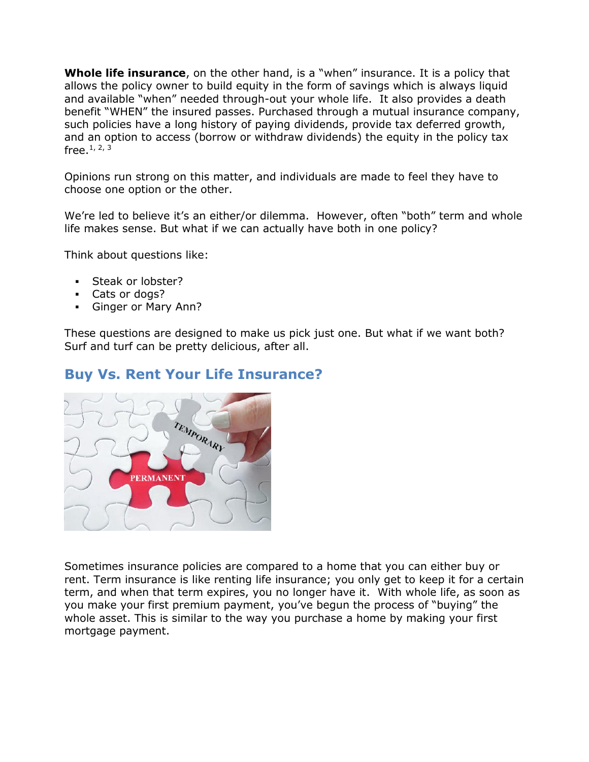**Whole life insurance**, on the other hand, is a "when" insurance. It is a policy that allows the policy owner to build equity in the form of savings which is always liquid and available "when" needed through-out your whole life. It also provides a death benefit "WHEN" the insured passes. Purchased through a mutual insurance company, such policies have a long history of paying dividends, provide tax deferred growth, and an option to access (borrow or withdraw dividends) the equity in the policy tax free.[1, 2, 3]

Opinions run strong on this matter, and individuals are made to feel they have to choose one option or the other.

We're led to believe it's an either/or dilemma. However, often "both" term and whole life makes sense. But what if we can actually have both in one policy?

Think about questions like:

- Steak or lobster?
- Cats or dogs?
- Ginger or Mary Ann?

These questions are designed to make us pick just one. But what if we want both? Surf and turf can be pretty delicious, after all.

## Buy Vs. Rent Your Life Insurance?

Sometimes insurance policies are compared to a home that you can either buy or rent. Term insurance is like renting life insurance; you only get to keep it for a certain term, and when that term expires, you no longer have it. With whole life, as soon as you make your first premium payment, you've begun the process of "buying" the whole asset. This is similar to the way you purchase a home by making your first mortgage payment.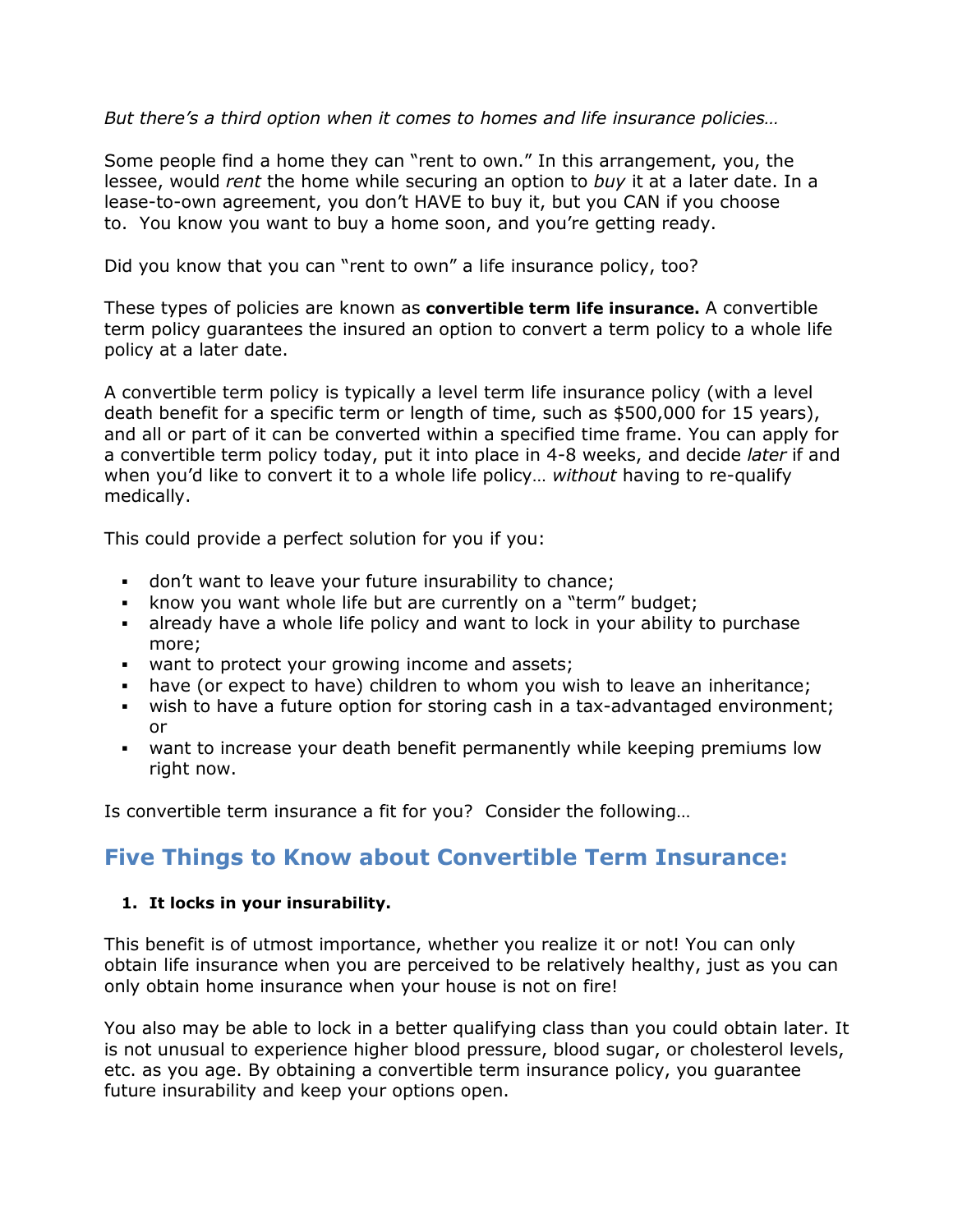*But there's a third option when it comes to homes and life insurance policies…*

Some people find a home they can "rent to own." In this arrangement, you, the lessee, would *rent* the home while securing an option to *buy* it at a later date. In a lease-to-own agreement, you don't HAVE to buy it, but you CAN if you choose to. You know you want to buy a home soon, and you're getting ready.

Did you know that you can "rent to own" a life insurance policy, too?

These types of policies are known as **convertible term life insurance.** A convertible term policy guarantees the insured an option to convert a term policy to a whole life policy at a later date.

A convertible term policy is typically a level term life insurance policy (with a level death benefit for a specific term or length of time, such as $500,000 for 15 years), and all or part of it can be converted within a specified time frame. You can apply for a convertible term policy today, put it into place in 4-8 weeks, and decide *later* if and when you'd like to convert it to a whole life policy… *without* having to re-qualify medically.

This could provide a perfect solution for you if you:

- don't want to leave your future insurability to chance;
- know you want whole life but are currently on a "term" budget;
- already have a whole life policy and want to lock in your ability to purchase more;
- want to protect your growing income and assets;
- have (or expect to have) children to whom you wish to leave an inheritance;
- wish to have a future option for storing cash in a tax-advantaged environment; or
- want to increase your death benefit permanently while keeping premiums low right now.

Is convertible term insurance a fit for you? Consider the following…

## Five Things to Know about Convertible Term Insurance:

1. **It locks in your insurability.**

This benefit is of utmost importance, whether you realize it or not! You can only obtain life insurance when you are perceived to be relatively healthy, just as you can only obtain home insurance when your house is not on fire!

You also may be able to lock in a better qualifying class than you could obtain later. It is not unusual to experience higher blood pressure, blood sugar, or cholesterol levels, etc. as you age. By obtaining a convertible term insurance policy, you guarantee future insurability and keep your options open.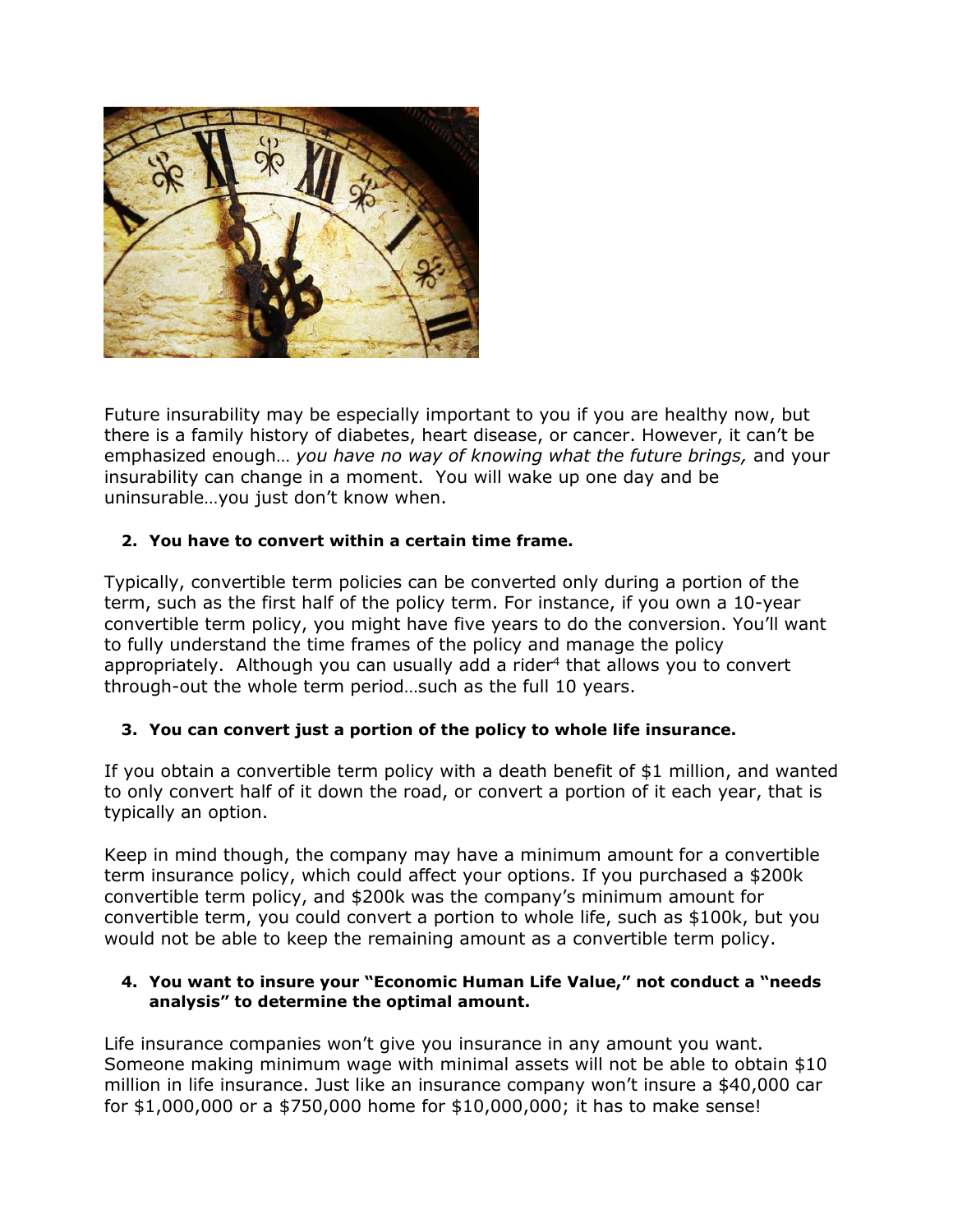Future insurability may be especially important to you if you are healthy now, but there is a family history of diabetes, heart disease, or cancer. However, it can't be emphasized enough… *you have no way of knowing what the future brings,* and your insurability can change in a moment. You will wake up one day and be uninsurable…you just don't know when.

**2. You have to convert within a certain time frame.**

Typically, convertible term policies can be converted only during a portion of the term, such as the first half of the policy term. For instance, if you own a 10-year convertible term policy, you might have five years to do the conversion. You'll want to fully understand the time frames of the policy and manage the policy appropriately. Although you can usually add a rider[4] that allows you to convert through-out the whole term period…such as the full 10 years.

**3. You can convert just a portion of the policy to whole life insurance.**

If you obtain a convertible term policy with a death benefit of $1 million, and wanted to only convert half of it down the road, or convert a portion of it each year, that is typically an option.

Keep in mind though, the company may have a minimum amount for a convertible term insurance policy, which could affect your options. If you purchased a $200k convertible term policy, and $200k was the company's minimum amount for convertible term, you could convert a portion to whole life, such as $100k, but you would not be able to keep the remaining amount as a convertible term policy.

**4. You want to insure your "Economic Human Life Value," not conduct a "needs analysis" to determine the optimal amount.**

Life insurance companies won't give you insurance in any amount you want. Someone making minimum wage with minimal assets will not be able to obtain $10 million in life insurance. Just like an insurance company won't insure a $40,000 car for $1,000,000 or a $750,000 home for $10,000,000; it has to make sense!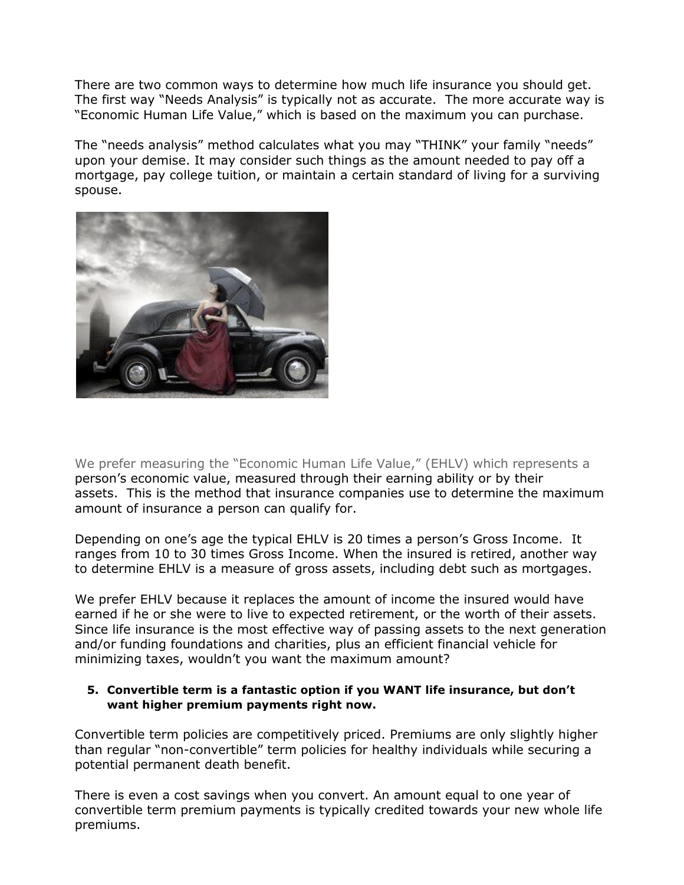There are two common ways to determine how much life insurance you should get. The first way "Needs Analysis" is typically not as accurate. The more accurate way is "Economic Human Life Value," which is based on the maximum you can purchase.

The "needs analysis" method calculates what you may "THINK" your family "needs" upon your demise. It may consider such things as the amount needed to pay off a mortgage, pay college tuition, or maintain a certain standard of living for a surviving spouse.

We prefer measuring the "Economic Human Life Value," (EHLV) which represents a person's economic value, measured through their earning ability or by their assets. This is the method that insurance companies use to determine the maximum amount of insurance a person can qualify for.

Depending on one's age the typical EHLV is 20 times a person's Gross Income. It ranges from 10 to 30 times Gross Income. When the insured is retired, another way to determine EHLV is a measure of gross assets, including debt such as mortgages.

We prefer EHLV because it replaces the amount of income the insured would have earned if he or she were to live to expected retirement, or the worth of their assets. Since life insurance is the most effective way of passing assets to the next generation and/or funding foundations and charities, plus an efficient financial vehicle for minimizing taxes, wouldn't you want the maximum amount?

5. **Convertible term is a fantastic option if you WANT life insurance, but don't want higher premium payments right now.**

Convertible term policies are competitively priced. Premiums are only slightly higher than regular "non-convertible" term policies for healthy individuals while securing a potential permanent death benefit.

There is even a cost savings when you convert. An amount equal to one year of convertible term premium payments is typically credited towards your new whole life premiums.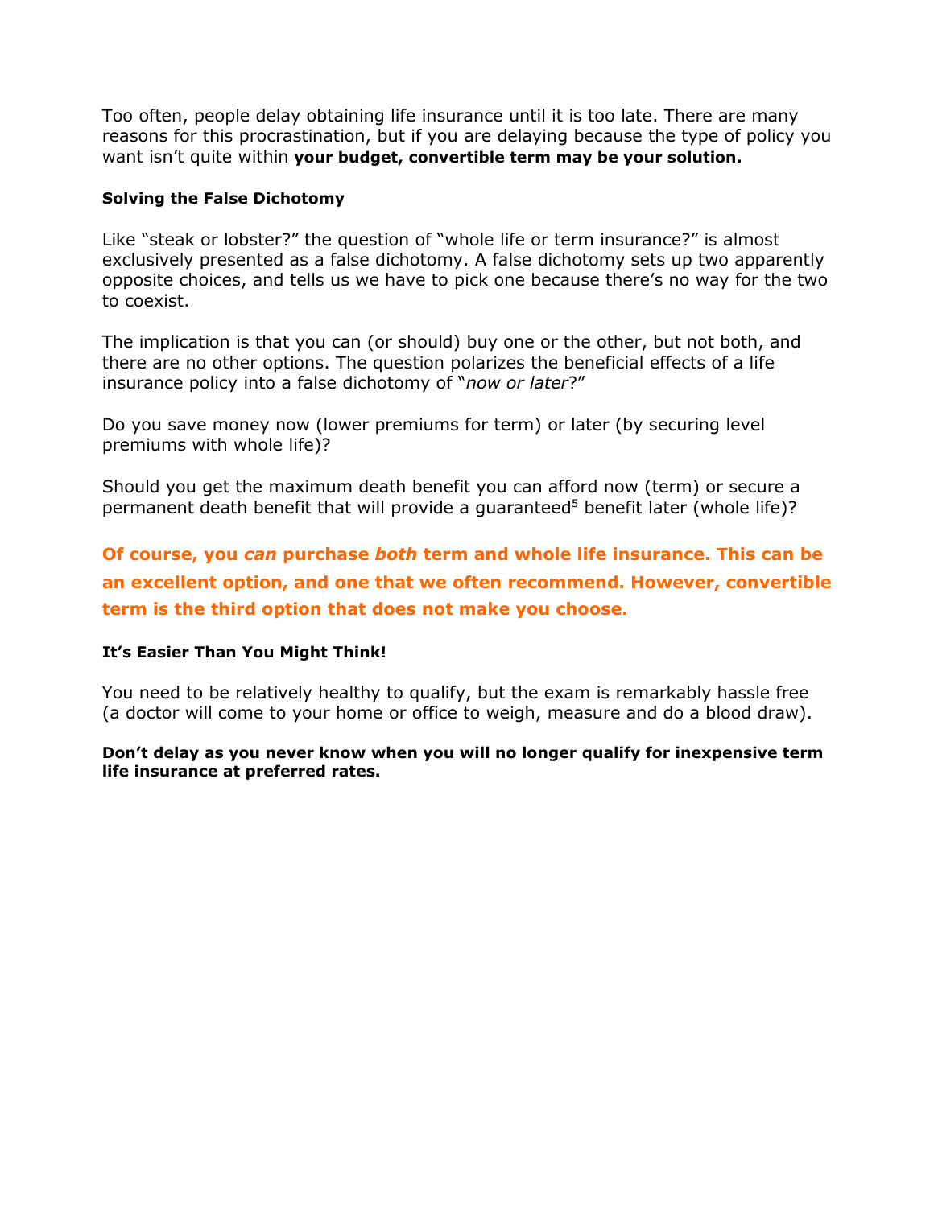Too often, people delay obtaining life insurance until it is too late. There are many reasons for this procrastination, but if you are delaying because the type of policy you want isn't quite within **your budget, convertible term may be your solution.**

**Solving the False Dichotomy**

Like "steak or lobster?" the question of "whole life or term insurance?" is almost exclusively presented as a false dichotomy. A false dichotomy sets up two apparently opposite choices, and tells us we have to pick one because there's no way for the two to coexist.

The implication is that you can (or should) buy one or the other, but not both, and there are no other options. The question polarizes the beneficial effects of a life insurance policy into a false dichotomy of "*now or later*?"

Do you save money now (lower premiums for term) or later (by securing level premiums with whole life)?

Should you get the maximum death benefit you can afford now (term) or secure a permanent death benefit that will provide a guaranteed[5] benefit later (whole life)?

**Of course, you *can* purchase *both* term and whole life insurance. This can be an excellent option, and one that we often recommend. However, convertible term is the third option that does not make you choose.**

**It's Easier Than You Might Think!**

You need to be relatively healthy to qualify, but the exam is remarkably hassle free (a doctor will come to your home or office to weigh, measure and do a blood draw).

**Don't delay as you never know when you will no longer qualify for inexpensive term life insurance at preferred rates.**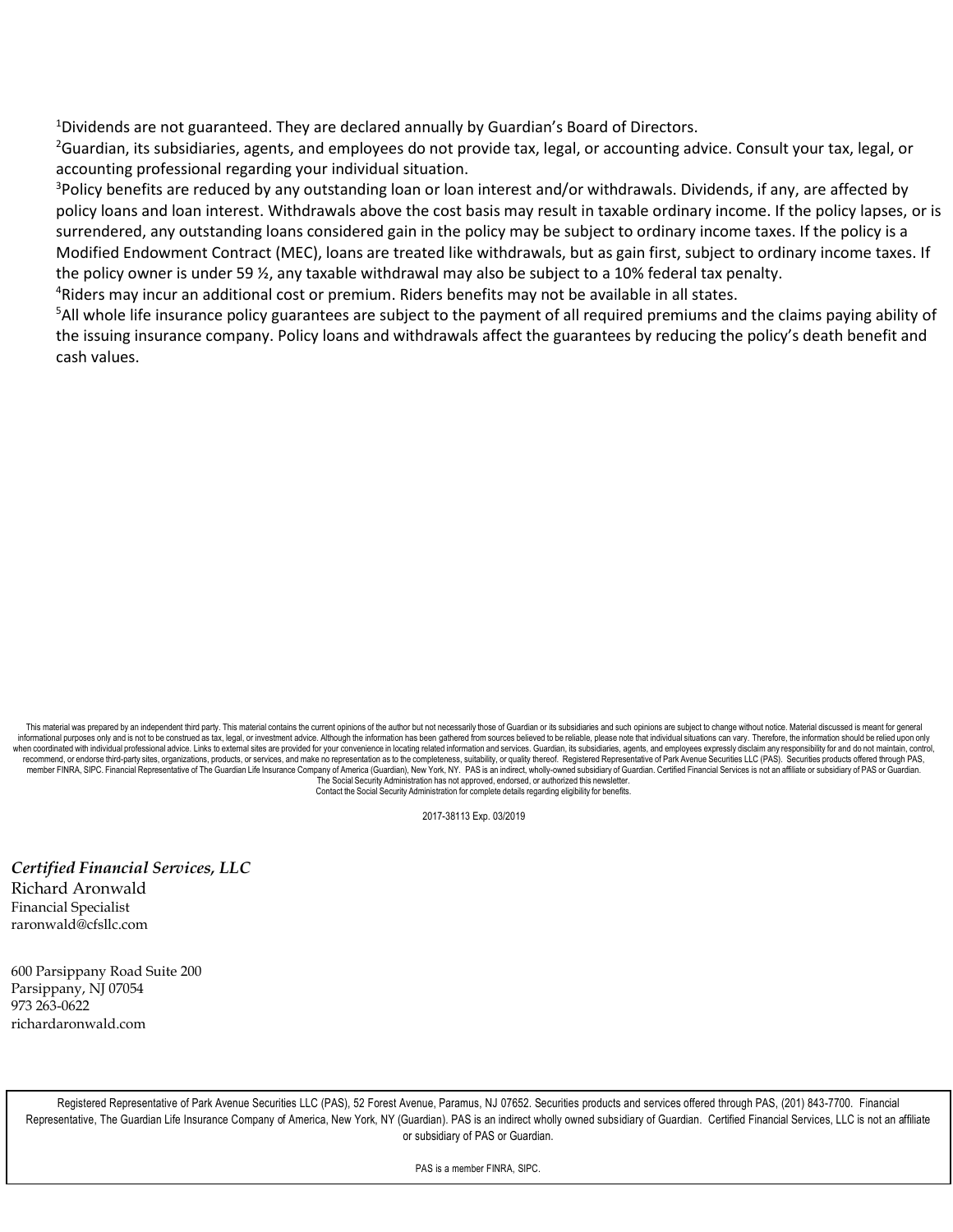[1]Dividends are not guaranteed. They are declared annually by Guardian's Board of Directors.
[2]Guardian, its subsidiaries, agents, and employees do not provide tax, legal, or accounting advice. Consult your tax, legal, or accounting professional regarding your individual situation.
[3]Policy benefits are reduced by any outstanding loan or loan interest and/or withdrawals. Dividends, if any, are affected by policy loans and loan interest. Withdrawals above the cost basis may result in taxable ordinary income. If the policy lapses, or is surrendered, any outstanding loans considered gain in the policy may be subject to ordinary income taxes. If the policy is a Modified Endowment Contract (MEC), loans are treated like withdrawals, but as gain first, subject to ordinary income taxes. If the policy owner is under 59 ½, any taxable withdrawal may also be subject to a 10% federal tax penalty.
[4]Riders may incur an additional cost or premium. Riders benefits may not be available in all states.
[5]All whole life insurance policy guarantees are subject to the payment of all required premiums and the claims paying ability of the issuing insurance company. Policy loans and withdrawals affect the guarantees by reducing the policy's death benefit and cash values.

This material was prepared by an independent third party. This material contains the current opinions of the author but not necessarily those of Guardian or its subsidiaries and such opinions are subject to change without notice. Material discussed is meant for general informational purposes only and is not to be construed as tax, legal, or investment advice. Although the information has been gathered from sources believed to be reliable, please note that individual situations can vary. Therefore, the information should be relied upon only when coordinated with individual professional advice. Links to external sites are provided for your convenience in locating related information and services. Guardian, its subsidiaries, agents, and employees expressly disclaim any responsibility for and do not maintain, control, recommend, or endorse third-party sites, organizations, products, or services, and make no representation as to the completeness, suitability, or quality thereof. Registered Representative of Park Avenue Securities LLC (PAS). Securities products offered through PAS, member FINRA, SIPC. Financial Representative of The Guardian Life Insurance Company of America (Guardian), New York, NY. PAS is an indirect, wholly-owned subsidiary of Guardian. Certified Financial Services is not an affiliate or subsidiary of PAS or Guardian.
The Social Security Administration has not approved, endorsed, or authorized this newsletter.
Contact the Social Security Administration for complete details regarding eligibility for benefits.

2017-38113 Exp. 03/2019

*Certified Financial Services, LLC*
Richard Aronwald
Financial Specialist
raronwald@cfsllc.com

600 Parsippany Road Suite 200
Parsippany, NJ 07054
973 263-0622
richardaronwald.com

Registered Representative of Park Avenue Securities LLC (PAS), 52 Forest Avenue, Paramus, NJ 07652. Securities products and services offered through PAS, (201) 843-7700. Financial Representative, The Guardian Life Insurance Company of America, New York, NY (Guardian). PAS is an indirect wholly owned subsidiary of Guardian. Certified Financial Services, LLC is not an affiliate or subsidiary of PAS or Guardian.

PAS is a member FINRA, SIPC.